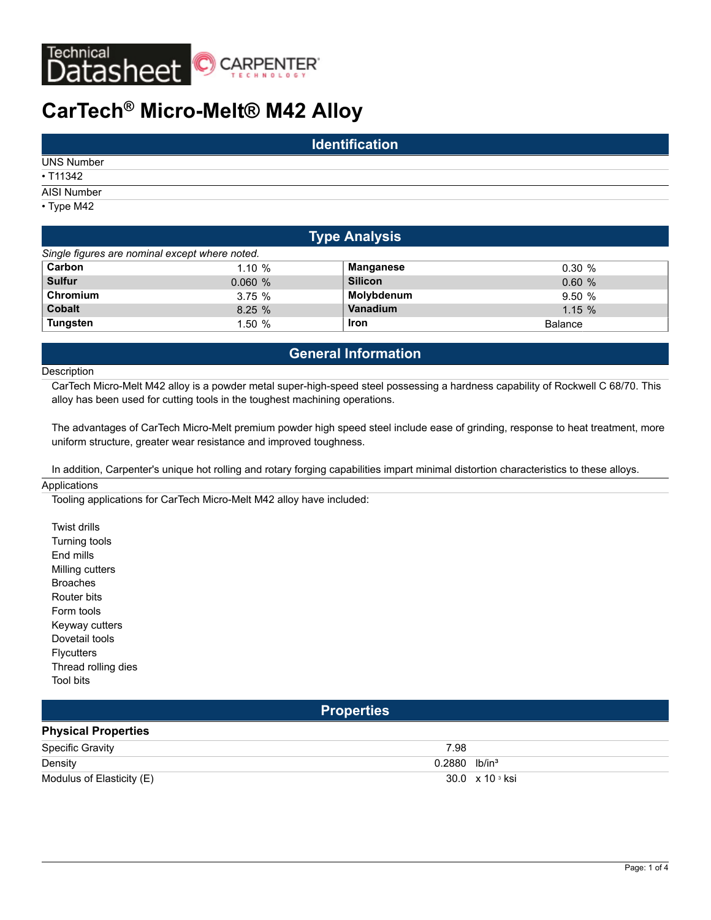# CarTech® Micro-Melt® M42 Alloy

## Identification

UNS Number

- T11342

AISI Number

- Type M42

## Type Analysis

*Single figures are nominal except where noted.*

| | | | |
|---|---|---|---|
| **Carbon** | 1.10 % | **Manganese** | 0.30 % |
| **Sulfur** | 0.060 % | **Silicon** | 0.60 % |
| **Chromium** | 3.75 % | **Molybdenum** | 9.50 % |
| **Cobalt** | 8.25 % | **Vanadium** | 1.15 % |
| **Tungsten** | 1.50 % | **Iron** | Balance |

## General Information

### Description

CarTech Micro-Melt M42 alloy is a powder metal super-high-speed steel possessing a hardness capability of Rockwell C 68/70. This alloy has been used for cutting tools in the toughest machining operations.

The advantages of CarTech Micro-Melt premium powder high speed steel include ease of grinding, response to heat treatment, more uniform structure, greater wear resistance and improved toughness.

In addition, Carpenter's unique hot rolling and rotary forging capabilities impart minimal distortion characteristics to these alloys.

### Applications

Tooling applications for CarTech Micro-Melt M42 alloy have included:

Twist drills
Turning tools
End mills
Milling cutters
Broaches
Router bits
Form tools
Keyway cutters
Dovetail tools
Flycutters
Thread rolling dies
Tool bits

## Properties

### Physical Properties

| | | |
|---|---|---|
| Specific Gravity | 7.98 | |
| Density | 0.2880 | $lb/in^3$ |
| Modulus of Elasticity (E) | 30.0 | $x 10^3$ ksi |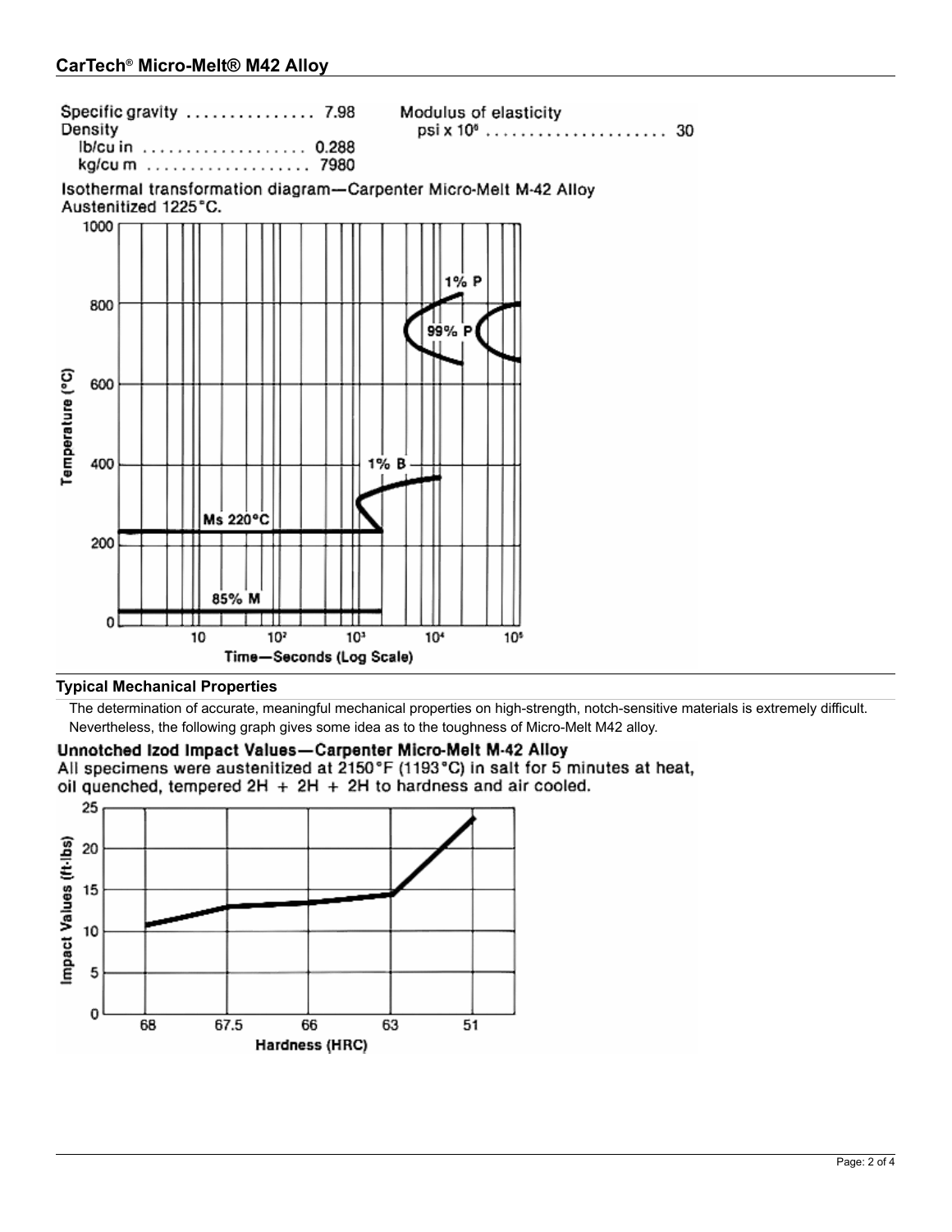Specific gravity ............... 7.98

Density

lb/cu in ................... 0.288

kg/cu m ................... 7980

Modulus of elasticity

psi x $10^6$ ..................... 30

Isothermal transformation diagram—Carpenter Micro-Melt M-42 Alloy
Austenitized 1225°C.

## Typical Mechanical Properties

The determination of accurate, meaningful mechanical properties on high-strength, notch-sensitive materials is extremely difficult. Nevertheless, the following graph gives some idea as to the toughness of Micro-Melt M42 alloy.

**Unnotched Izod Impact Values—Carpenter Micro-Melt M-42 Alloy**
All specimens were austenitized at 2150°F (1193°C) in salt for 5 minutes at heat, oil quenched, tempered 2H + 2H + 2H to hardness and air cooled.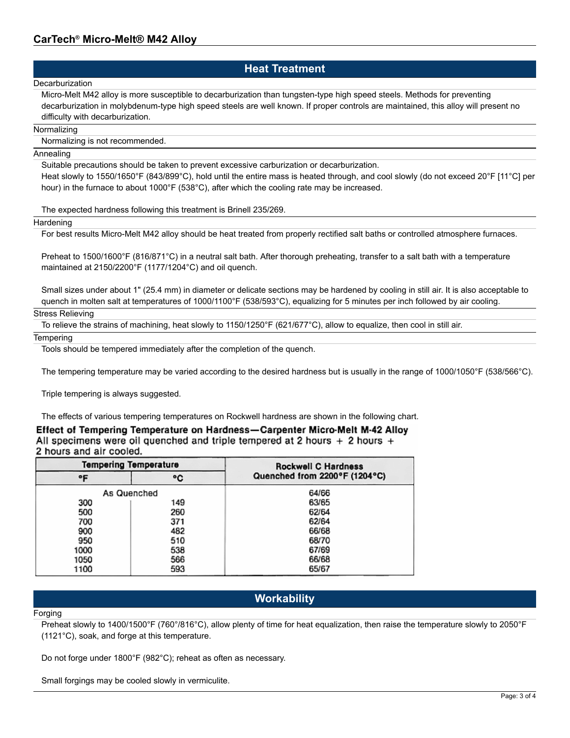## Heat Treatment

### Decarburization

Micro-Melt M42 alloy is more susceptible to decarburization than tungsten-type high speed steels. Methods for preventing decarburization in molybdenum-type high speed steels are well known. If proper controls are maintained, this alloy will present no difficulty with decarburization.

### Normalizing

Normalizing is not recommended.

### Annealing

Suitable precautions should be taken to prevent excessive carburization or decarburization.
Heat slowly to 1550/1650°F (843/899°C), hold until the entire mass is heated through, and cool slowly (do not exceed 20°F [11°C] per hour) in the furnace to about 1000°F (538°C), after which the cooling rate may be increased.

The expected hardness following this treatment is Brinell 235/269.

### Hardening

For best results Micro-Melt M42 alloy should be heat treated from properly rectified salt baths or controlled atmosphere furnaces.

Preheat to 1500/1600°F (816/871°C) in a neutral salt bath. After thorough preheating, transfer to a salt bath with a temperature maintained at 2150/2200°F (1177/1204°C) and oil quench.

Small sizes under about 1" (25.4 mm) in diameter or delicate sections may be hardened by cooling in still air. It is also acceptable to quench in molten salt at temperatures of 1000/1100°F (538/593°C), equalizing for 5 minutes per inch followed by air cooling.

### Stress Relieving

To relieve the strains of machining, heat slowly to 1150/1250°F (621/677°C), allow to equalize, then cool in still air.

### Tempering

Tools should be tempered immediately after the completion of the quench.

The tempering temperature may be varied according to the desired hardness but is usually in the range of 1000/1050°F (538/566°C).

Triple tempering is always suggested.

The effects of various tempering temperatures on Rockwell hardness are shown in the following chart.

**Effect of Tempering Temperature on Hardness—Carpenter Micro-Melt M-42 Alloy**
All specimens were oil quenched and triple tempered at 2 hours + 2 hours + 2 hours and air cooled.

| Tempering Temperature | | Rockwell C Hardness Quenched from 2200°F (1204°C) |
|---|---|---|
| °F | °C | |
| As Quenched | | 64/66 |
| 300 | 149 | 63/65 |
| 500 | 260 | 62/64 |
| 700 | 371 | 62/64 |
| 900 | 482 | 66/68 |
| 950 | 510 | 68/70 |
| 1000 | 538 | 67/69 |
| 1050 | 566 | 66/68 |
| 1100 | 593 | 65/67 |

## Workability

### Forging

Preheat slowly to 1400/1500°F (760°/816°C), allow plenty of time for heat equalization, then raise the temperature slowly to 2050°F (1121°C), soak, and forge at this temperature.

Do not forge under 1800°F (982°C); reheat as often as necessary.

Small forgings may be cooled slowly in vermiculite.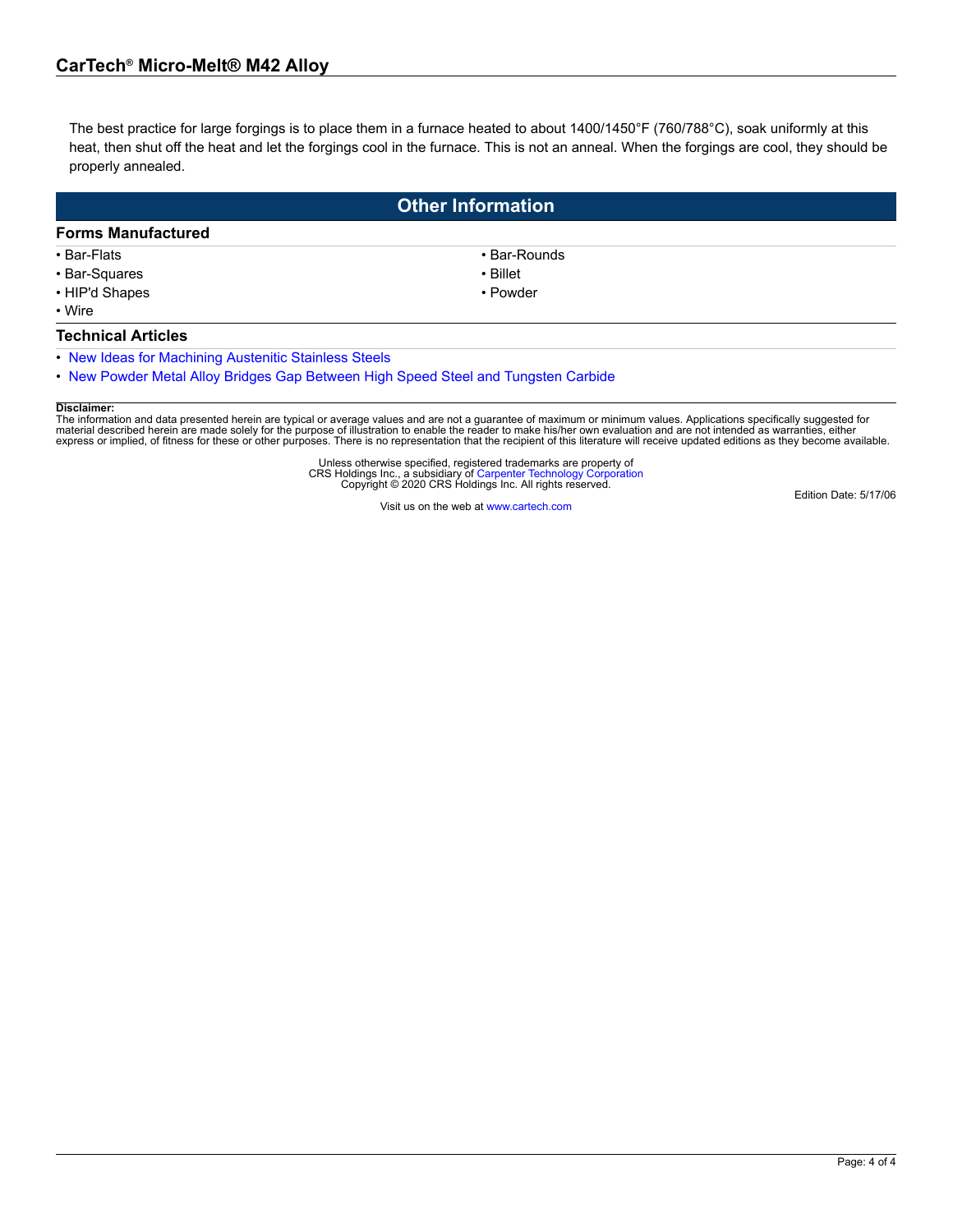The best practice for large forgings is to place them in a furnace heated to about 1400/1450°F (760/788°C), soak uniformly at this heat, then shut off the heat and let the forgings cool in the furnace. This is not an anneal. When the forgings are cool, they should be properly annealed.

## Other Information

### Forms Manufactured

- Bar-Flats
- Bar-Rounds
- Bar-Squares
- Billet
- HIP'd Shapes
- Powder
- Wire

### Technical Articles

- New Ideas for Machining Austenitic Stainless Steels
- New Powder Metal Alloy Bridges Gap Between High Speed Steel and Tungsten Carbide

**Disclaimer:**
The information and data presented herein are typical or average values and are not a guarantee of maximum or minimum values. Applications specifically suggested for material described herein are made solely for the purpose of illustration to enable the reader to make his/her own evaluation and are not intended as warranties, either express or implied, of fitness for these or other purposes. There is no representation that the recipient of this literature will receive updated editions as they become available.

Unless otherwise specified, registered trademarks are property of
CRS Holdings Inc., a subsidiary of Carpenter Technology Corporation
Copyright © 2020 CRS Holdings Inc. All rights reserved.

Edition Date: 5/17/06

Visit us on the web at www.cartech.com